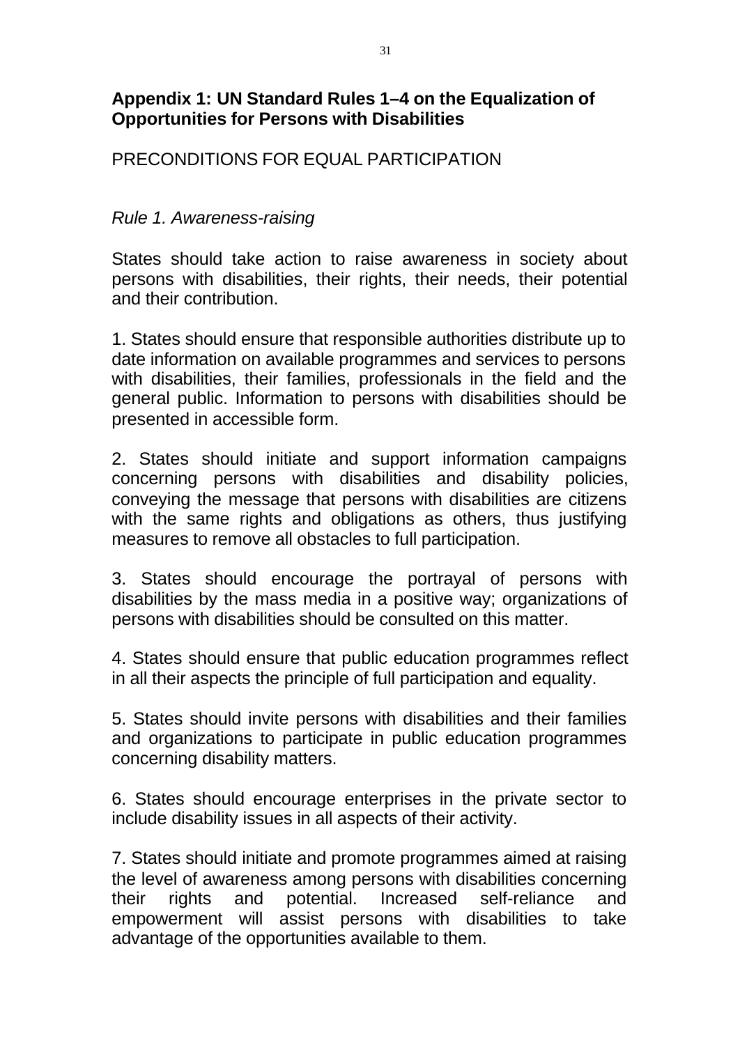## Appendix 1: UN Standard Rules 1–4 on the Equalization of Opportunities for Persons with Disabilities

PRECONDITIONS FOR EQUAL PARTICIPATION

### *Rule 1. Awareness-raising*

States should take action to raise awareness in society about persons with disabilities, their rights, their needs, their potential and their contribution.

1. States should ensure that responsible authorities distribute up to date information on available programmes and services to persons with disabilities, their families, professionals in the field and the general public. Information to persons with disabilities should be presented in accessible form.

2. States should initiate and support information campaigns concerning persons with disabilities and disability policies, conveying the message that persons with disabilities are citizens with the same rights and obligations as others, thus justifying measures to remove all obstacles to full participation.

3. States should encourage the portrayal of persons with disabilities by the mass media in a positive way; organizations of persons with disabilities should be consulted on this matter.

4. States should ensure that public education programmes reflect in all their aspects the principle of full participation and equality.

5. States should invite persons with disabilities and their families and organizations to participate in public education programmes concerning disability matters.

6. States should encourage enterprises in the private sector to include disability issues in all aspects of their activity.

7. States should initiate and promote programmes aimed at raising the level of awareness among persons with disabilities concerning their rights and potential. Increased self-reliance and empowerment will assist persons with disabilities to take advantage of the opportunities available to them.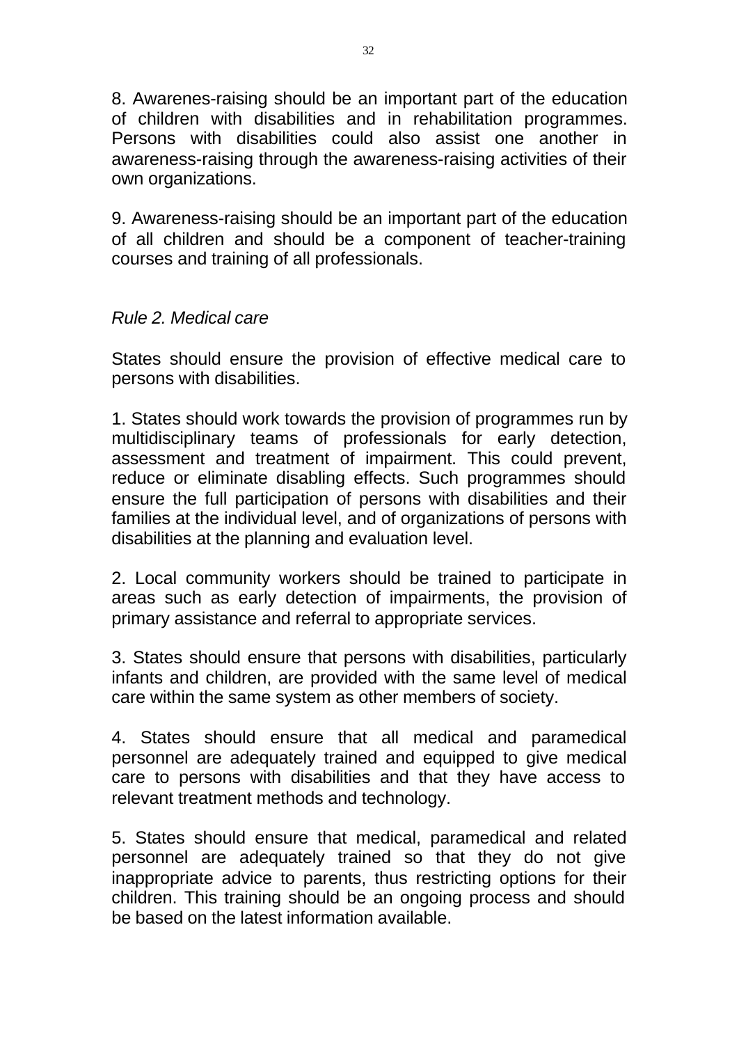8. Awarenes-raising should be an important part of the education of children with disabilities and in rehabilitation programmes. Persons with disabilities could also assist one another in awareness-raising through the awareness-raising activities of their own organizations.

9. Awareness-raising should be an important part of the education of all children and should be a component of teacher-training courses and training of all professionals.

*Rule 2. Medical care*

States should ensure the provision of effective medical care to persons with disabilities.

1. States should work towards the provision of programmes run by multidisciplinary teams of professionals for early detection, assessment and treatment of impairment. This could prevent, reduce or eliminate disabling effects. Such programmes should ensure the full participation of persons with disabilities and their families at the individual level, and of organizations of persons with disabilities at the planning and evaluation level.

2. Local community workers should be trained to participate in areas such as early detection of impairments, the provision of primary assistance and referral to appropriate services.

3. States should ensure that persons with disabilities, particularly infants and children, are provided with the same level of medical care within the same system as other members of society.

4. States should ensure that all medical and paramedical personnel are adequately trained and equipped to give medical care to persons with disabilities and that they have access to relevant treatment methods and technology.

5. States should ensure that medical, paramedical and related personnel are adequately trained so that they do not give inappropriate advice to parents, thus restricting options for their children. This training should be an ongoing process and should be based on the latest information available.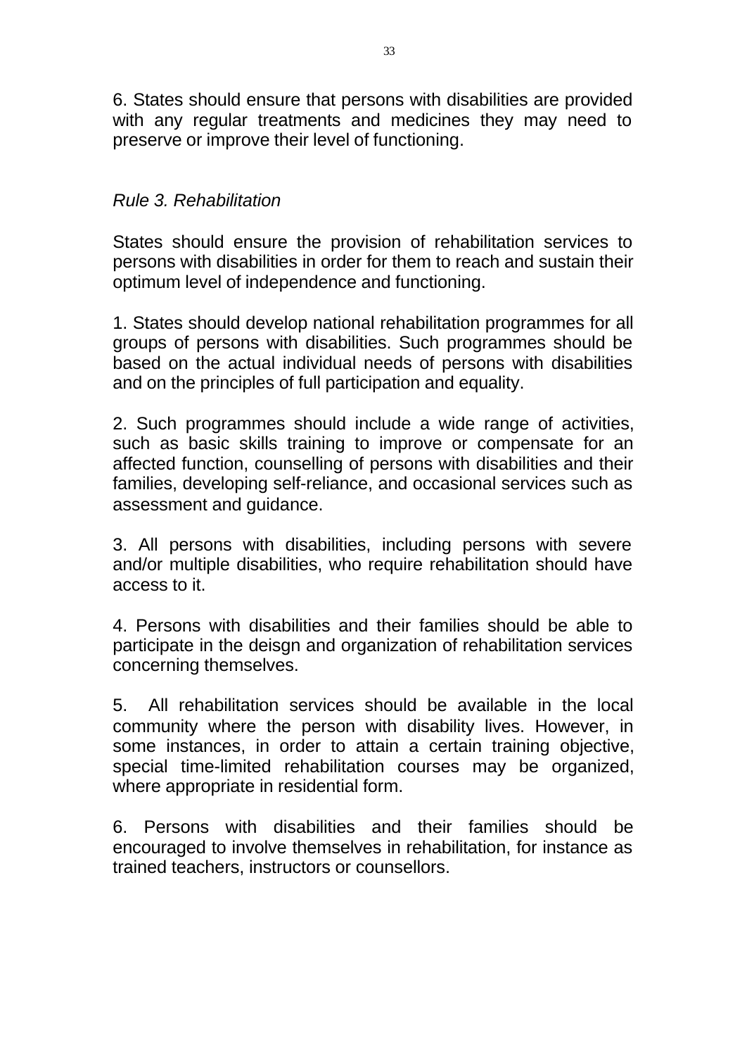6. States should ensure that persons with disabilities are provided with any regular treatments and medicines they may need to preserve or improve their level of functioning.

*Rule 3. Rehabilitation*

States should ensure the provision of rehabilitation services to persons with disabilities in order for them to reach and sustain their optimum level of independence and functioning.

1. States should develop national rehabilitation programmes for all groups of persons with disabilities. Such programmes should be based on the actual individual needs of persons with disabilities and on the principles of full participation and equality.

2. Such programmes should include a wide range of activities, such as basic skills training to improve or compensate for an affected function, counselling of persons with disabilities and their families, developing self-reliance, and occasional services such as assessment and guidance.

3. All persons with disabilities, including persons with severe and/or multiple disabilities, who require rehabilitation should have access to it.

4. Persons with disabilities and their families should be able to participate in the deisgn and organization of rehabilitation services concerning themselves.

5. All rehabilitation services should be available in the local community where the person with disability lives. However, in some instances, in order to attain a certain training objective, special time-limited rehabilitation courses may be organized, where appropriate in residential form.

6. Persons with disabilities and their families should be encouraged to involve themselves in rehabilitation, for instance as trained teachers, instructors or counsellors.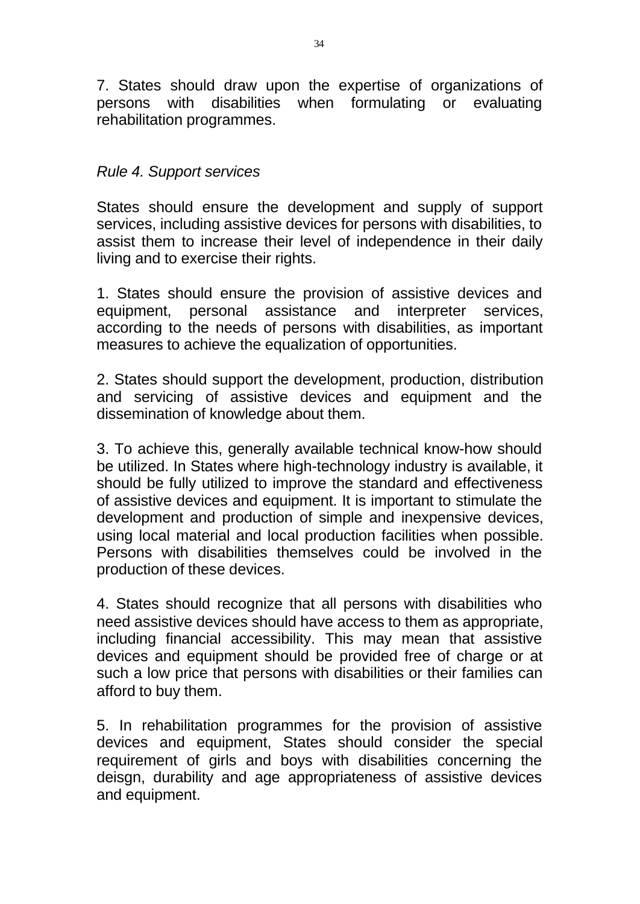7. States should draw upon the expertise of organizations of persons with disabilities when formulating or evaluating rehabilitation programmes.

*Rule 4. Support services*

States should ensure the development and supply of support services, including assistive devices for persons with disabilities, to assist them to increase their level of independence in their daily living and to exercise their rights.

1. States should ensure the provision of assistive devices and equipment, personal assistance and interpreter services, according to the needs of persons with disabilities, as important measures to achieve the equalization of opportunities.

2. States should support the development, production, distribution and servicing of assistive devices and equipment and the dissemination of knowledge about them.

3. To achieve this, generally available technical know-how should be utilized. In States where high-technology industry is available, it should be fully utilized to improve the standard and effectiveness of assistive devices and equipment. It is important to stimulate the development and production of simple and inexpensive devices, using local material and local production facilities when possible. Persons with disabilities themselves could be involved in the production of these devices.

4. States should recognize that all persons with disabilities who need assistive devices should have access to them as appropriate, including financial accessibility. This may mean that assistive devices and equipment should be provided free of charge or at such a low price that persons with disabilities or their families can afford to buy them.

5. In rehabilitation programmes for the provision of assistive devices and equipment, States should consider the special requirement of girls and boys with disabilities concerning the deisgn, durability and age appropriateness of assistive devices and equipment.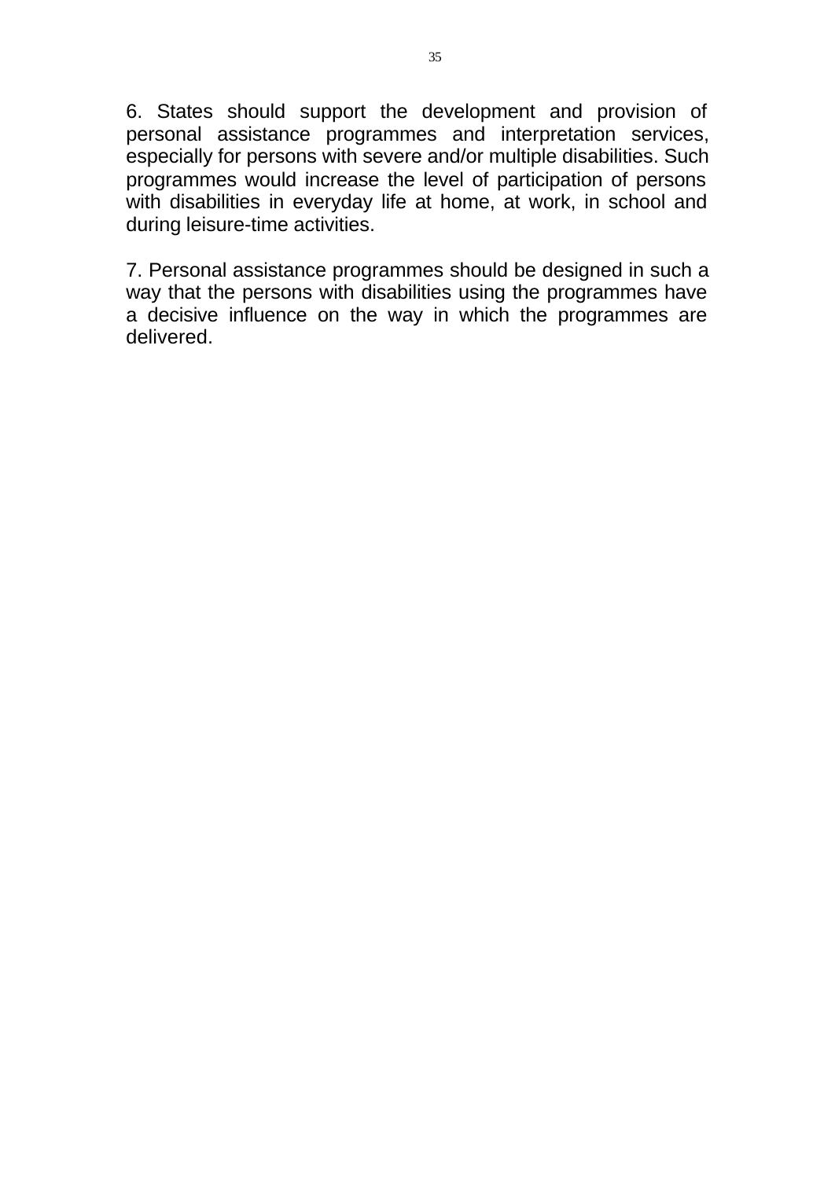6. States should support the development and provision of personal assistance programmes and interpretation services, especially for persons with severe and/or multiple disabilities. Such programmes would increase the level of participation of persons with disabilities in everyday life at home, at work, in school and during leisure-time activities.

7. Personal assistance programmes should be designed in such a way that the persons with disabilities using the programmes have a decisive influence on the way in which the programmes are delivered.